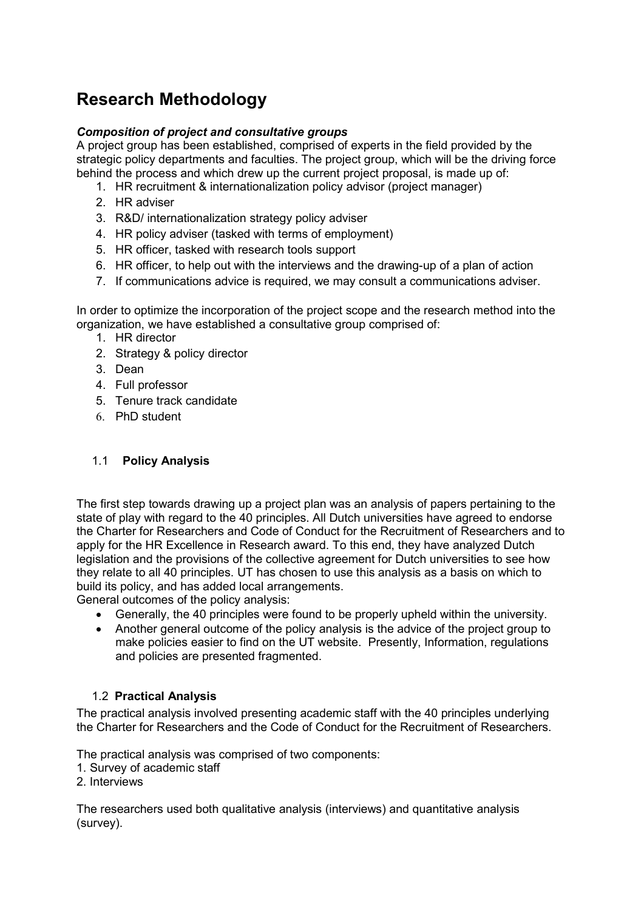# Research Methodology

***Composition of project and consultative groups***

A project group has been established, comprised of experts in the field provided by the strategic policy departments and faculties. The project group, which will be the driving force behind the process and which drew up the current project proposal, is made up of:

1. HR recruitment & internationalization policy advisor (project manager)
2. HR adviser
3. R&D/ internationalization strategy policy adviser
4. HR policy adviser (tasked with terms of employment)
5. HR officer, tasked with research tools support
6. HR officer, to help out with the interviews and the drawing-up of a plan of action
7. If communications advice is required, we may consult a communications adviser.

In order to optimize the incorporation of the project scope and the research method into the organization, we have established a consultative group comprised of:

1. HR director
2. Strategy & policy director
3. Dean
4. Full professor
5. Tenure track candidate
6. PhD student

## 1.1 Policy Analysis

The first step towards drawing up a project plan was an analysis of papers pertaining to the state of play with regard to the 40 principles. All Dutch universities have agreed to endorse the Charter for Researchers and Code of Conduct for the Recruitment of Researchers and to apply for the HR Excellence in Research award. To this end, they have analyzed Dutch legislation and the provisions of the collective agreement for Dutch universities to see how they relate to all 40 principles. UT has chosen to use this analysis as a basis on which to build its policy, and has added local arrangements.

General outcomes of the policy analysis:

- Generally, the 40 principles were found to be properly upheld within the university.
- Another general outcome of the policy analysis is the advice of the project group to make policies easier to find on the UT website. Presently, Information, regulations and policies are presented fragmented.

## 1.2 Practical Analysis

The practical analysis involved presenting academic staff with the 40 principles underlying the Charter for Researchers and the Code of Conduct for the Recruitment of Researchers.

The practical analysis was comprised of two components:

1. Survey of academic staff
2. Interviews

The researchers used both qualitative analysis (interviews) and quantitative analysis (survey).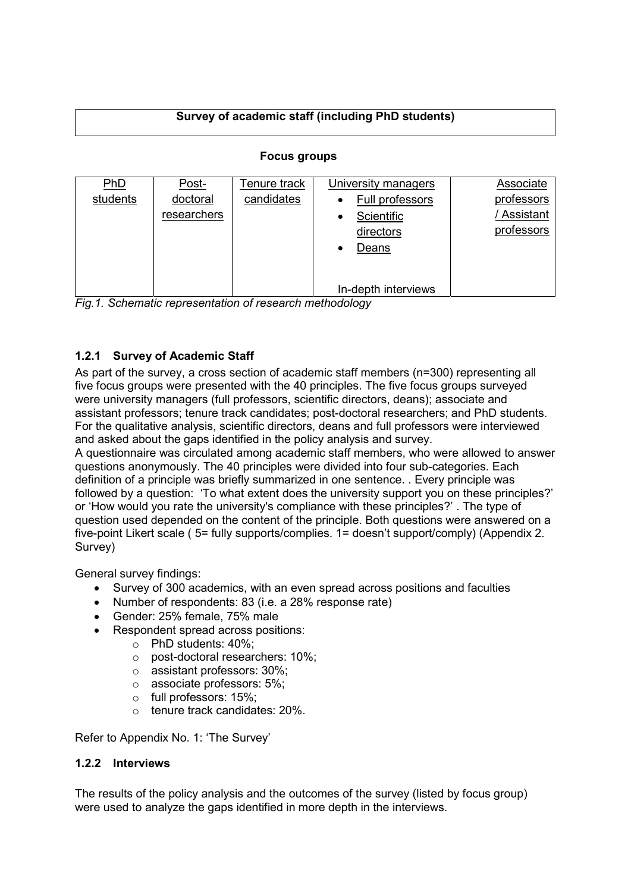| Survey of academic staff (including PhD students) |
|---|

**Focus groups**

| PhD students | Post-doctoral researchers | Tenure track candidates | University managers<br>• Full professors<br>• Scientific directors<br>• Deans<br><br>In-depth interviews | Associate professors / Assistant professors |
|---|---|---|---|---|

*Fig.1. Schematic representation of research methodology*

### 1.2.1 Survey of Academic Staff

As part of the survey, a cross section of academic staff members (n=300) representing all five focus groups were presented with the 40 principles. The five focus groups surveyed were university managers (full professors, scientific directors, deans); associate and assistant professors; tenure track candidates; post-doctoral researchers; and PhD students. For the qualitative analysis, scientific directors, deans and full professors were interviewed and asked about the gaps identified in the policy analysis and survey.

A questionnaire was circulated among academic staff members, who were allowed to answer questions anonymously. The 40 principles were divided into four sub-categories. Each definition of a principle was briefly summarized in one sentence. . Every principle was followed by a question: 'To what extent does the university support you on these principles?' or 'How would you rate the university's compliance with these principles?' . The type of question used depended on the content of the principle. Both questions were answered on a five-point Likert scale ( 5= fully supports/complies. 1= doesn't support/comply) (Appendix 2. Survey)

General survey findings:

- Survey of 300 academics, with an even spread across positions and faculties
- Number of respondents: 83 (i.e. a 28% response rate)
- Gender: 25% female, 75% male
- Respondent spread across positions:
  - PhD students: 40%;
  - post-doctoral researchers: 10%;
  - assistant professors: 30%;
  - associate professors: 5%;
  - full professors: 15%;
  - tenure track candidates: 20%.

Refer to Appendix No. 1: 'The Survey'

### 1.2.2 Interviews

The results of the policy analysis and the outcomes of the survey (listed by focus group) were used to analyze the gaps identified in more depth in the interviews.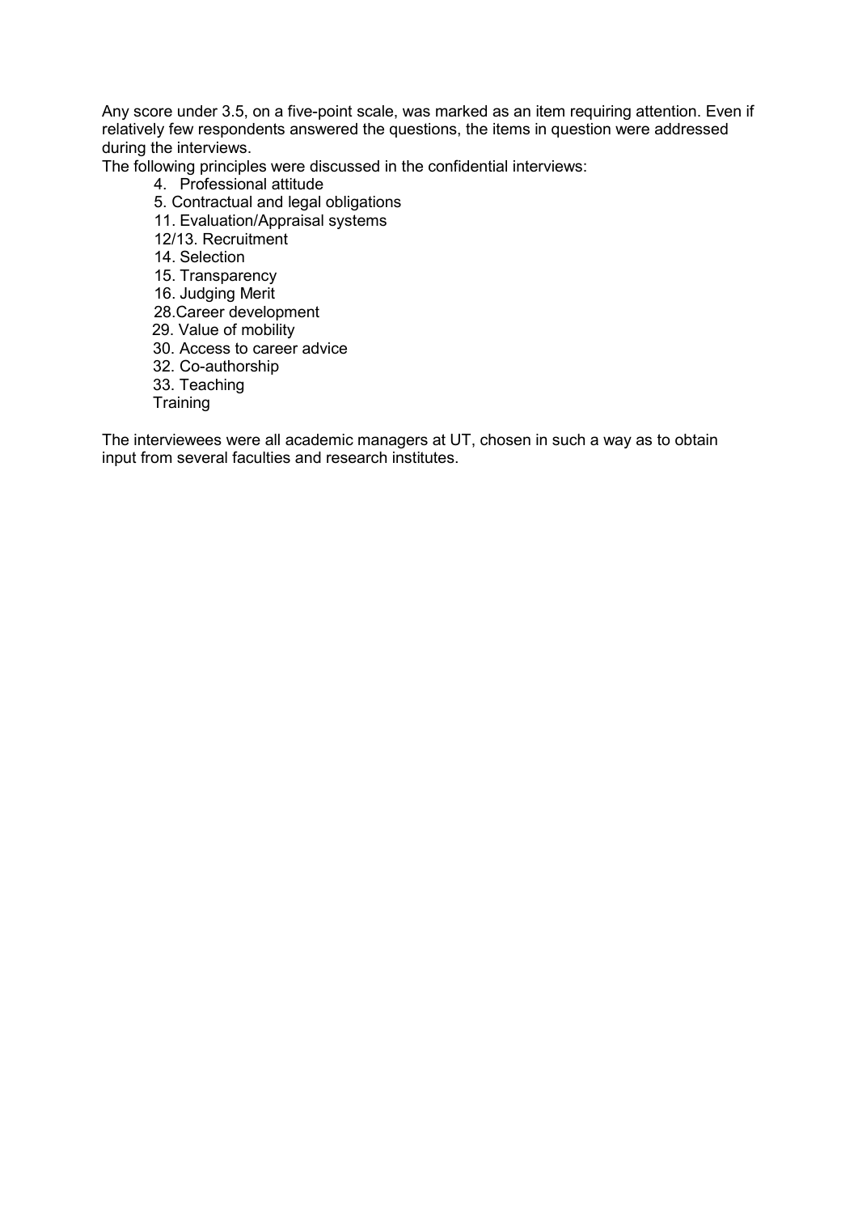Any score under 3.5, on a five-point scale, was marked as an item requiring attention. Even if relatively few respondents answered the questions, the items in question were addressed during the interviews.

The following principles were discussed in the confidential interviews:

- 4. Professional attitude
- 5. Contractual and legal obligations
- 11. Evaluation/Appraisal systems
- 12/13. Recruitment
- 14. Selection
- 15. Transparency
- 16. Judging Merit
- 28.Career development
- 29. Value of mobility
- 30. Access to career advice
- 32. Co-authorship
- 33. Teaching
- Training

The interviewees were all academic managers at UT, chosen in such a way as to obtain input from several faculties and research institutes.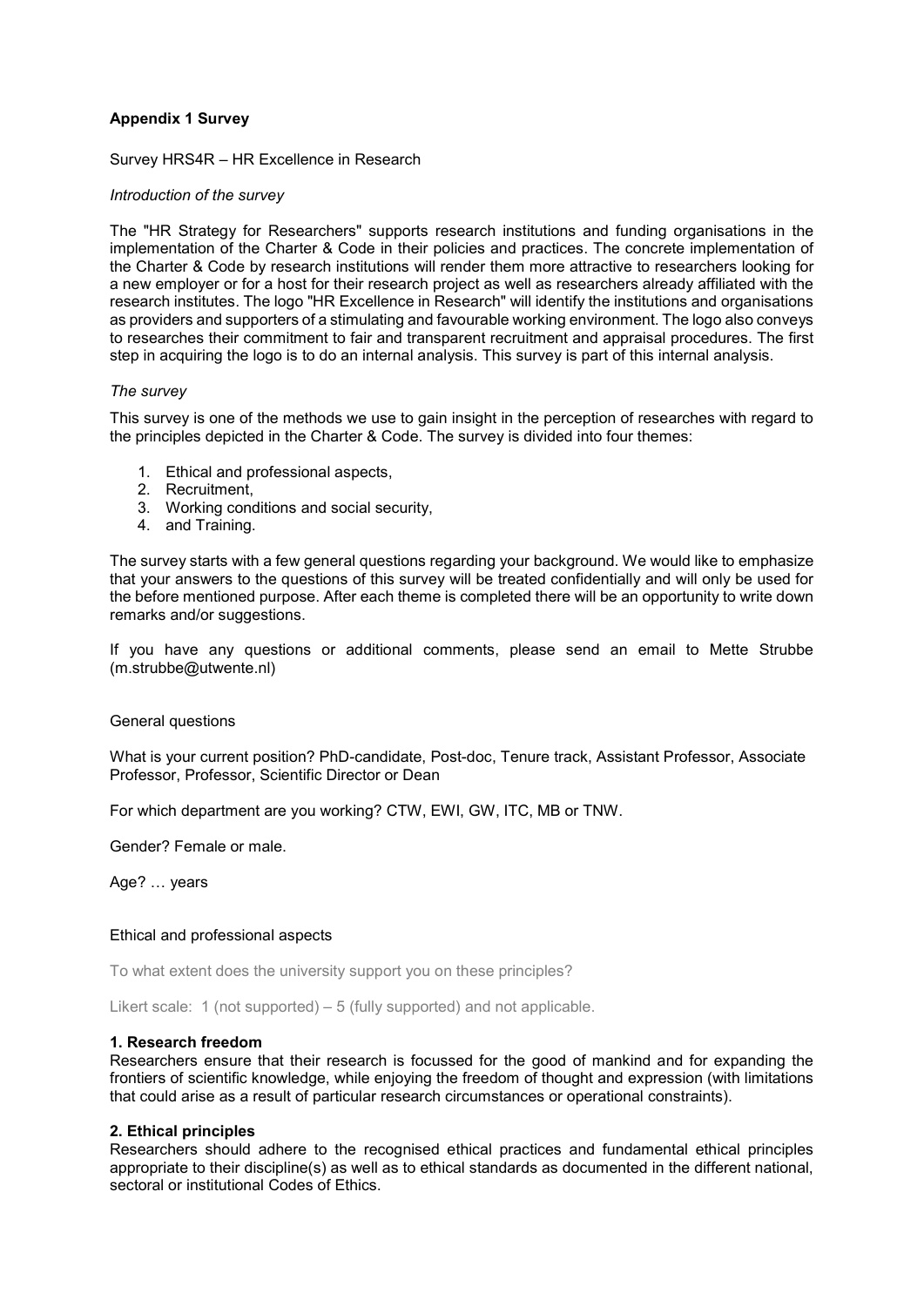**Appendix 1 Survey**

Survey HRS4R – HR Excellence in Research

*Introduction of the survey*

The "HR Strategy for Researchers" supports research institutions and funding organisations in the implementation of the Charter & Code in their policies and practices. The concrete implementation of the Charter & Code by research institutions will render them more attractive to researchers looking for a new employer or for a host for their research project as well as researchers already affiliated with the research institutes. The logo "HR Excellence in Research" will identify the institutions and organisations as providers and supporters of a stimulating and favourable working environment. The logo also conveys to researches their commitment to fair and transparent recruitment and appraisal procedures. The first step in acquiring the logo is to do an internal analysis. This survey is part of this internal analysis.

*The survey*

This survey is one of the methods we use to gain insight in the perception of researches with regard to the principles depicted in the Charter & Code. The survey is divided into four themes:

1. Ethical and professional aspects,
2. Recruitment,
3. Working conditions and social security,
4. and Training.

The survey starts with a few general questions regarding your background. We would like to emphasize that your answers to the questions of this survey will be treated confidentially and will only be used for the before mentioned purpose. After each theme is completed there will be an opportunity to write down remarks and/or suggestions.

If you have any questions or additional comments, please send an email to Mette Strubbe (m.strubbe@utwente.nl)

General questions

What is your current position? PhD-candidate, Post-doc, Tenure track, Assistant Professor, Associate Professor, Professor, Scientific Director or Dean

For which department are you working? CTW, EWI, GW, ITC, MB or TNW.

Gender? Female or male.

Age? … years

Ethical and professional aspects

To what extent does the university support you on these principles?

Likert scale: 1 (not supported) – 5 (fully supported) and not applicable.

**1. Research freedom**
Researchers ensure that their research is focussed for the good of mankind and for expanding the frontiers of scientific knowledge, while enjoying the freedom of thought and expression (with limitations that could arise as a result of particular research circumstances or operational constraints).

**2. Ethical principles**
Researchers should adhere to the recognised ethical practices and fundamental ethical principles appropriate to their discipline(s) as well as to ethical standards as documented in the different national, sectoral or institutional Codes of Ethics.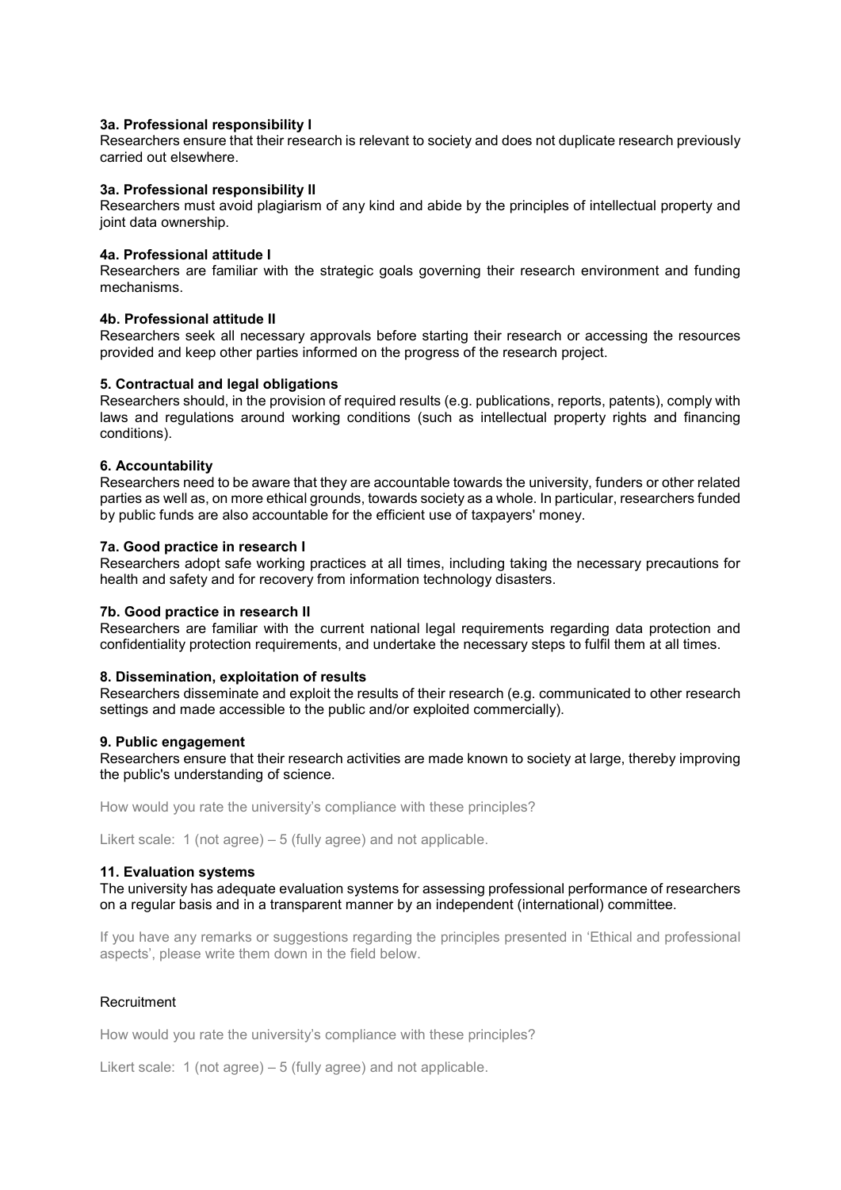**3a. Professional responsibility I**
Researchers ensure that their research is relevant to society and does not duplicate research previously carried out elsewhere.

**3a. Professional responsibility II**
Researchers must avoid plagiarism of any kind and abide by the principles of intellectual property and joint data ownership.

**4a. Professional attitude I**
Researchers are familiar with the strategic goals governing their research environment and funding mechanisms.

**4b. Professional attitude II**
Researchers seek all necessary approvals before starting their research or accessing the resources provided and keep other parties informed on the progress of the research project.

**5. Contractual and legal obligations**
Researchers should, in the provision of required results (e.g. publications, reports, patents), comply with laws and regulations around working conditions (such as intellectual property rights and financing conditions).

**6. Accountability**
Researchers need to be aware that they are accountable towards the university, funders or other related parties as well as, on more ethical grounds, towards society as a whole. In particular, researchers funded by public funds are also accountable for the efficient use of taxpayers' money.

**7a. Good practice in research I**
Researchers adopt safe working practices at all times, including taking the necessary precautions for health and safety and for recovery from information technology disasters.

**7b. Good practice in research II**
Researchers are familiar with the current national legal requirements regarding data protection and confidentiality protection requirements, and undertake the necessary steps to fulfil them at all times.

**8. Dissemination, exploitation of results**
Researchers disseminate and exploit the results of their research (e.g. communicated to other research settings and made accessible to the public and/or exploited commercially).

**9. Public engagement**
Researchers ensure that their research activities are made known to society at large, thereby improving the public's understanding of science.

How would you rate the university's compliance with these principles?

Likert scale: 1 (not agree) – 5 (fully agree) and not applicable.

**11. Evaluation systems**
The university has adequate evaluation systems for assessing professional performance of researchers on a regular basis and in a transparent manner by an independent (international) committee.

If you have any remarks or suggestions regarding the principles presented in 'Ethical and professional aspects', please write them down in the field below.

Recruitment

How would you rate the university's compliance with these principles?

Likert scale: 1 (not agree) – 5 (fully agree) and not applicable.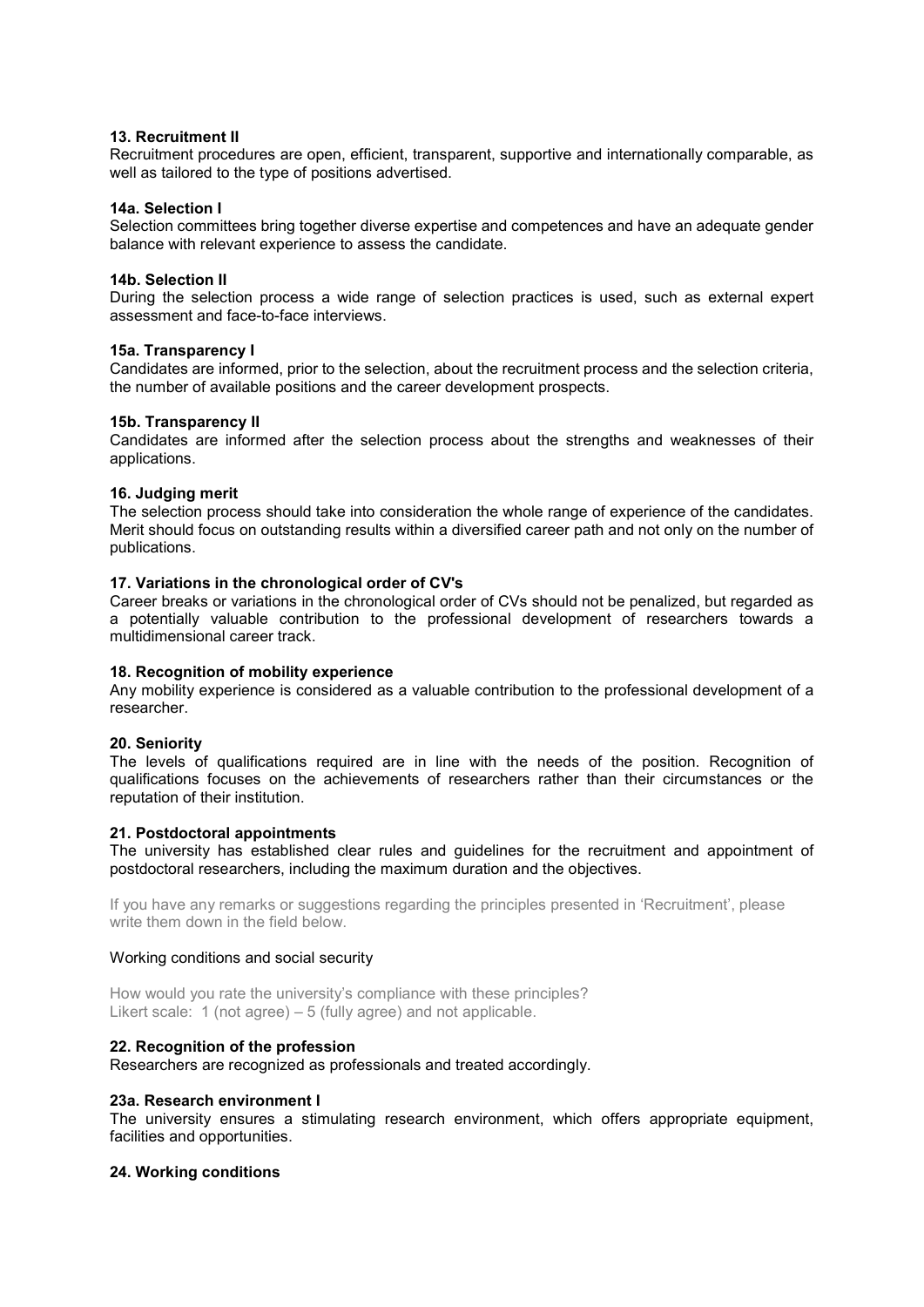**13. Recruitment II**
Recruitment procedures are open, efficient, transparent, supportive and internationally comparable, as well as tailored to the type of positions advertised.

**14a. Selection I**
Selection committees bring together diverse expertise and competences and have an adequate gender balance with relevant experience to assess the candidate.

**14b. Selection II**
During the selection process a wide range of selection practices is used, such as external expert assessment and face-to-face interviews.

**15a. Transparency I**
Candidates are informed, prior to the selection, about the recruitment process and the selection criteria, the number of available positions and the career development prospects.

**15b. Transparency II**
Candidates are informed after the selection process about the strengths and weaknesses of their applications.

**16. Judging merit**
The selection process should take into consideration the whole range of experience of the candidates. Merit should focus on outstanding results within a diversified career path and not only on the number of publications.

**17. Variations in the chronological order of CV's**
Career breaks or variations in the chronological order of CVs should not be penalized, but regarded as a potentially valuable contribution to the professional development of researchers towards a multidimensional career track.

**18. Recognition of mobility experience**
Any mobility experience is considered as a valuable contribution to the professional development of a researcher.

**20. Seniority**
The levels of qualifications required are in line with the needs of the position. Recognition of qualifications focuses on the achievements of researchers rather than their circumstances or the reputation of their institution.

**21. Postdoctoral appointments**
The university has established clear rules and guidelines for the recruitment and appointment of postdoctoral researchers, including the maximum duration and the objectives.

If you have any remarks or suggestions regarding the principles presented in 'Recruitment', please write them down in the field below.

Working conditions and social security

How would you rate the university's compliance with these principles?
Likert scale: 1 (not agree) – 5 (fully agree) and not applicable.

**22. Recognition of the profession**
Researchers are recognized as professionals and treated accordingly.

**23a. Research environment I**
The university ensures a stimulating research environment, which offers appropriate equipment, facilities and opportunities.

**24. Working conditions**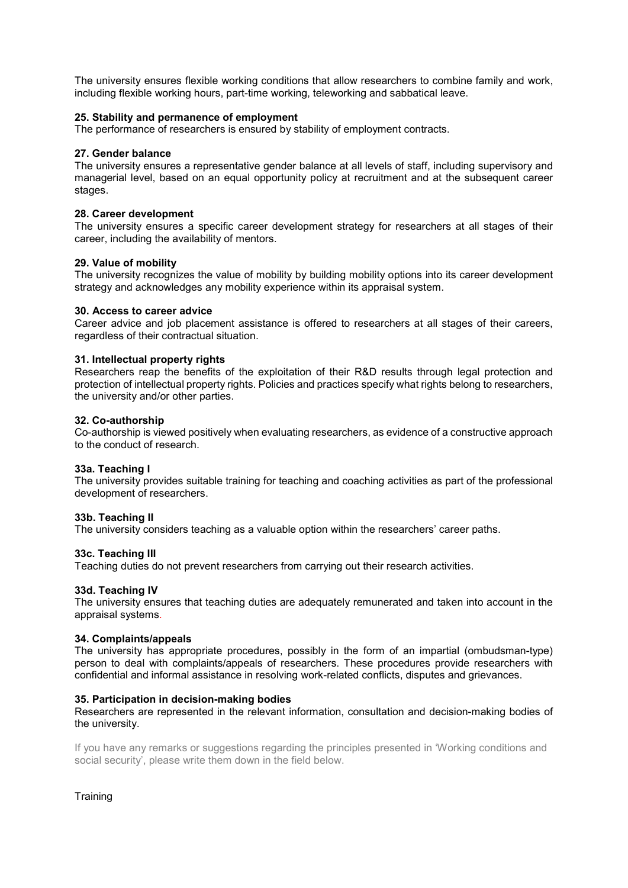The university ensures flexible working conditions that allow researchers to combine family and work, including flexible working hours, part-time working, teleworking and sabbatical leave.

**25. Stability and permanence of employment**
The performance of researchers is ensured by stability of employment contracts.

**27. Gender balance**
The university ensures a representative gender balance at all levels of staff, including supervisory and managerial level, based on an equal opportunity policy at recruitment and at the subsequent career stages.

**28. Career development**
The university ensures a specific career development strategy for researchers at all stages of their career, including the availability of mentors.

**29. Value of mobility**
The university recognizes the value of mobility by building mobility options into its career development strategy and acknowledges any mobility experience within its appraisal system.

**30. Access to career advice**
Career advice and job placement assistance is offered to researchers at all stages of their careers, regardless of their contractual situation.

**31. Intellectual property rights**
Researchers reap the benefits of the exploitation of their R&D results through legal protection and protection of intellectual property rights. Policies and practices specify what rights belong to researchers, the university and/or other parties.

**32. Co-authorship**
Co-authorship is viewed positively when evaluating researchers, as evidence of a constructive approach to the conduct of research.

**33a. Teaching I**
The university provides suitable training for teaching and coaching activities as part of the professional development of researchers.

**33b. Teaching II**
The university considers teaching as a valuable option within the researchers' career paths.

**33c. Teaching III**
Teaching duties do not prevent researchers from carrying out their research activities.

**33d. Teaching IV**
The university ensures that teaching duties are adequately remunerated and taken into account in the appraisal systems.

**34. Complaints/appeals**
The university has appropriate procedures, possibly in the form of an impartial (ombudsman-type) person to deal with complaints/appeals of researchers. These procedures provide researchers with confidential and informal assistance in resolving work-related conflicts, disputes and grievances.

**35. Participation in decision-making bodies**
Researchers are represented in the relevant information, consultation and decision-making bodies of the university.

If you have any remarks or suggestions regarding the principles presented in 'Working conditions and social security', please write them down in the field below.

Training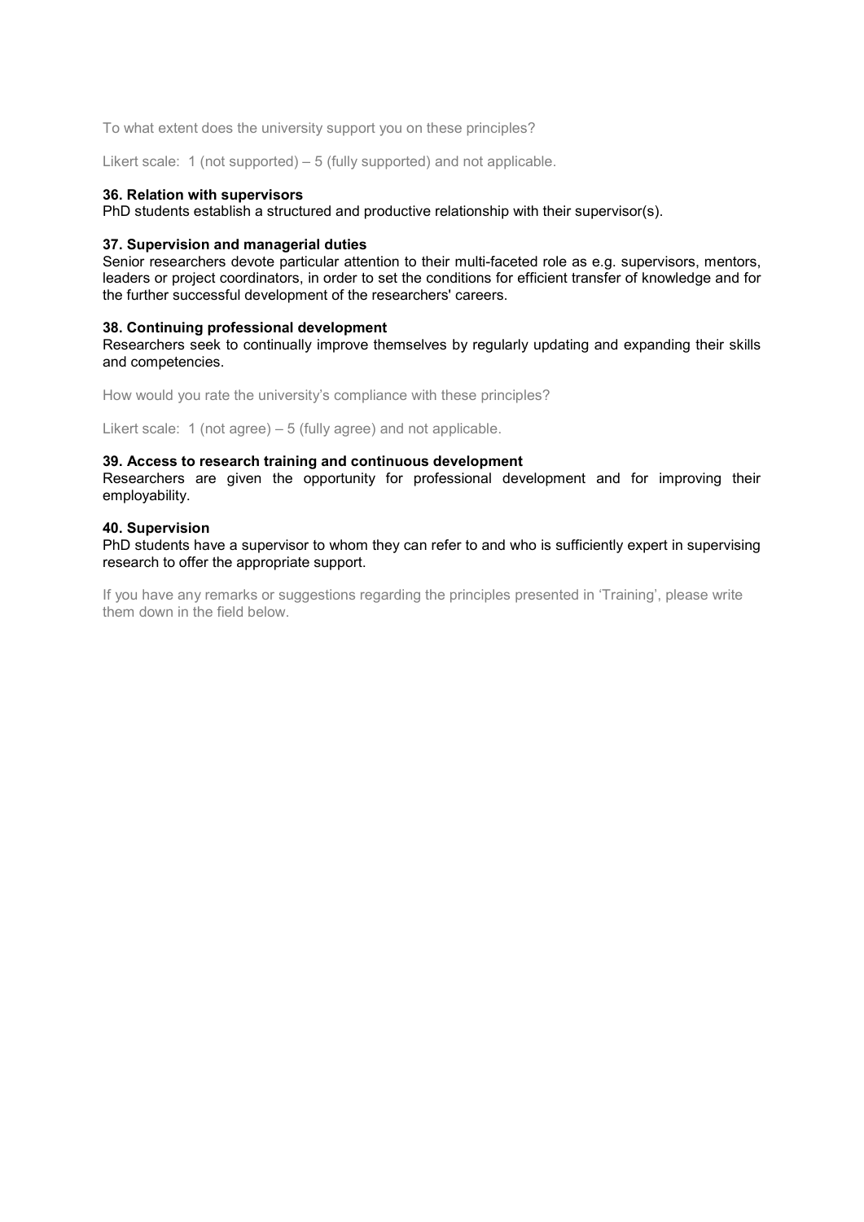To what extent does the university support you on these principles?

Likert scale: 1 (not supported) – 5 (fully supported) and not applicable.

**36. Relation with supervisors**
PhD students establish a structured and productive relationship with their supervisor(s).

**37. Supervision and managerial duties**
Senior researchers devote particular attention to their multi-faceted role as e.g. supervisors, mentors, leaders or project coordinators, in order to set the conditions for efficient transfer of knowledge and for the further successful development of the researchers' careers.

**38. Continuing professional development**
Researchers seek to continually improve themselves by regularly updating and expanding their skills and competencies.

How would you rate the university's compliance with these principles?

Likert scale: 1 (not agree) – 5 (fully agree) and not applicable.

**39. Access to research training and continuous development**
Researchers are given the opportunity for professional development and for improving their employability.

**40. Supervision**
PhD students have a supervisor to whom they can refer to and who is sufficiently expert in supervising research to offer the appropriate support.

If you have any remarks or suggestions regarding the principles presented in 'Training', please write them down in the field below.